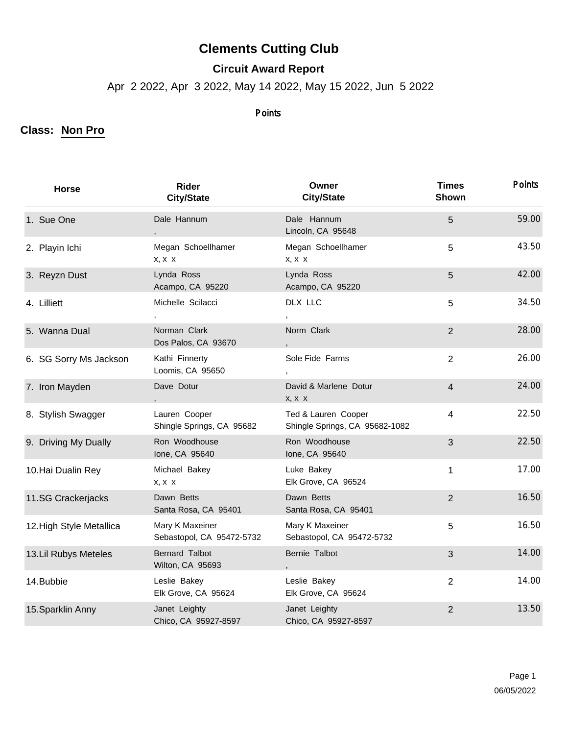# Clements Cutting Club

## Circuit Award Report

Apr 2 2022, Apr 3 2022, May 14 2022, May 15 2022, Jun 5 2022

Points

**Class: Non Pro**

| Horse | Rider City/State | Owner City/State | Times Shown | Points |
|---|---|---|---|---|
| 1. Sue One | Dale Hannum<br>, | Dale Hannum<br>Lincoln, CA 95648 | 5 | 59.00 |
| 2. Playin Ichi | Megan Schoellhamer<br>x, x x | Megan Schoellhamer<br>x, x x | 5 | 43.50 |
| 3. Reyzn Dust | Lynda Ross<br>Acampo, CA 95220 | Lynda Ross<br>Acampo, CA 95220 | 5 | 42.00 |
| 4. Lilliett | Michelle Scilacci<br>, | DLX LLC<br>, | 5 | 34.50 |
| 5. Wanna Dual | Norman Clark<br>Dos Palos, CA 93670 | Norm Clark<br>, | 2 | 28.00 |
| 6. SG Sorry Ms Jackson | Kathi Finnerty<br>Loomis, CA 95650 | Sole Fide Farms<br>, | 2 | 26.00 |
| 7. Iron Mayden | Dave Dotur<br>, | David & Marlene Dotur<br>x, x x | 4 | 24.00 |
| 8. Stylish Swagger | Lauren Cooper<br>Shingle Springs, CA 95682 | Ted & Lauren Cooper<br>Shingle Springs, CA 95682-1082 | 4 | 22.50 |
| 9. Driving My Dually | Ron Woodhouse<br>Ione, CA 95640 | Ron Woodhouse<br>Ione, CA 95640 | 3 | 22.50 |
| 10.Hai Dualin Rey | Michael Bakey<br>x, x x | Luke Bakey<br>Elk Grove, CA 96524 | 1 | 17.00 |
| 11.SG Crackerjacks | Dawn Betts<br>Santa Rosa, CA 95401 | Dawn Betts<br>Santa Rosa, CA 95401 | 2 | 16.50 |
| 12.High Style Metallica | Mary K Maxeiner<br>Sebastopol, CA 95472-5732 | Mary K Maxeiner<br>Sebastopol, CA 95472-5732 | 5 | 16.50 |
| 13.Lil Rubys Meteles | Bernard Talbot<br>Wilton, CA 95693 | Bernie Talbot<br>, | 3 | 14.00 |
| 14.Bubbie | Leslie Bakey<br>Elk Grove, CA 95624 | Leslie Bakey<br>Elk Grove, CA 95624 | 2 | 14.00 |
| 15.Sparklin Anny | Janet Leighty<br>Chico, CA 95927-8597 | Janet Leighty<br>Chico, CA 95927-8597 | 2 | 13.50 |

06/05/2022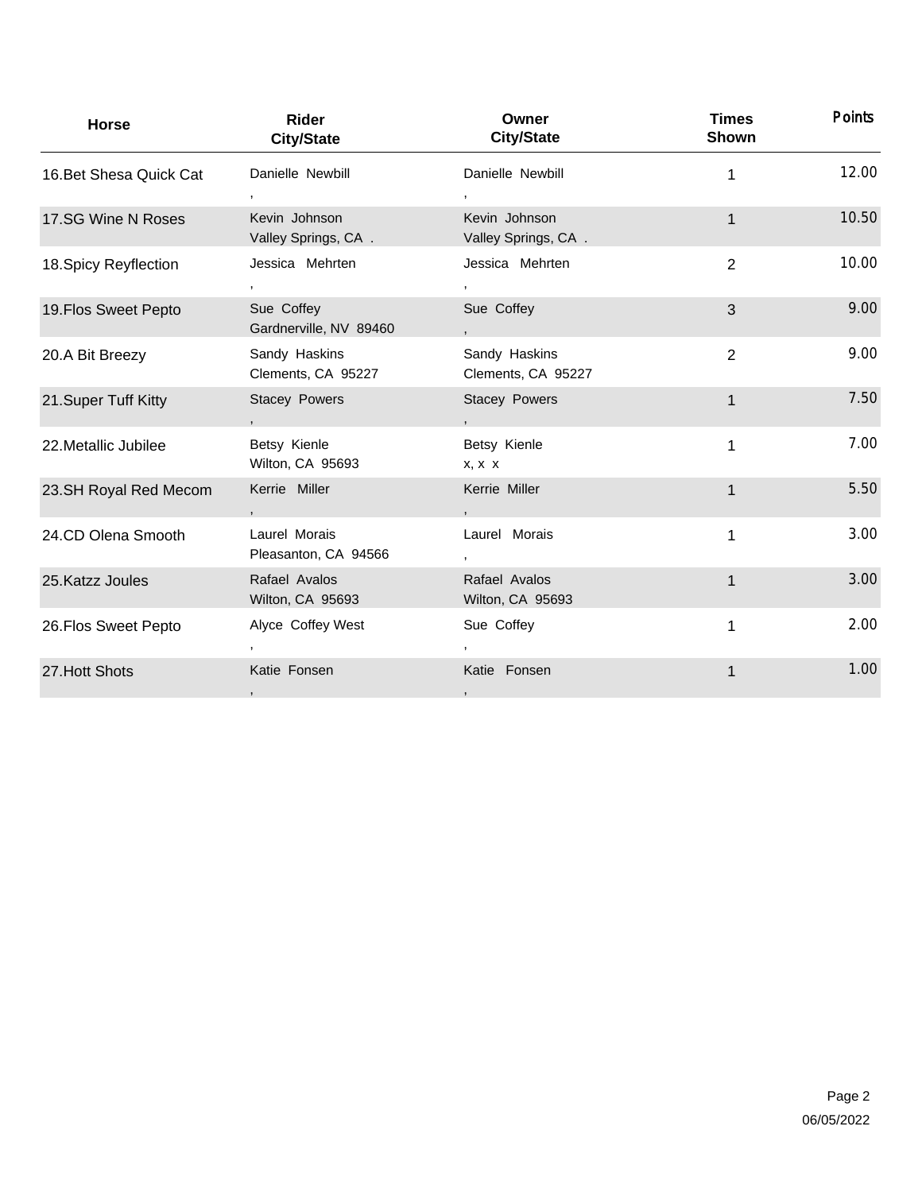| Horse | Rider City/State | Owner City/State | Times Shown | Points |
|---|---|---|---|---|
| 16.Bet Shesa Quick Cat | Danielle Newbill<br>, | Danielle Newbill<br>, | 1 | 12.00 |
| 17.SG Wine N Roses | Kevin Johnson<br>Valley Springs, CA . | Kevin Johnson<br>Valley Springs, CA . | 1 | 10.50 |
| 18.Spicy Reyflection | Jessica Mehrten<br>, | Jessica Mehrten<br>, | 2 | 10.00 |
| 19.Flos Sweet Pepto | Sue Coffey<br>Gardnerville, NV 89460 | Sue Coffey<br>, | 3 | 9.00 |
| 20.A Bit Breezy | Sandy Haskins<br>Clements, CA 95227 | Sandy Haskins<br>Clements, CA 95227 | 2 | 9.00 |
| 21.Super Tuff Kitty | Stacey Powers<br>, | Stacey Powers<br>, | 1 | 7.50 |
| 22.Metallic Jubilee | Betsy Kienle<br>Wilton, CA 95693 | Betsy Kienle<br>x, x x | 1 | 7.00 |
| 23.SH Royal Red Mecom | Kerrie Miller<br>, | Kerrie Miller<br>, | 1 | 5.50 |
| 24.CD Olena Smooth | Laurel Morais<br>Pleasanton, CA 94566 | Laurel Morais<br>, | 1 | 3.00 |
| 25.Katzz Joules | Rafael Avalos<br>Wilton, CA 95693 | Rafael Avalos<br>Wilton, CA 95693 | 1 | 3.00 |
| 26.Flos Sweet Pepto | Alyce Coffey West<br>, | Sue Coffey<br>, | 1 | 2.00 |
| 27.Hott Shots | Katie Fonsen<br>, | Katie Fonsen<br>, | 1 | 1.00 |

06/05/2022